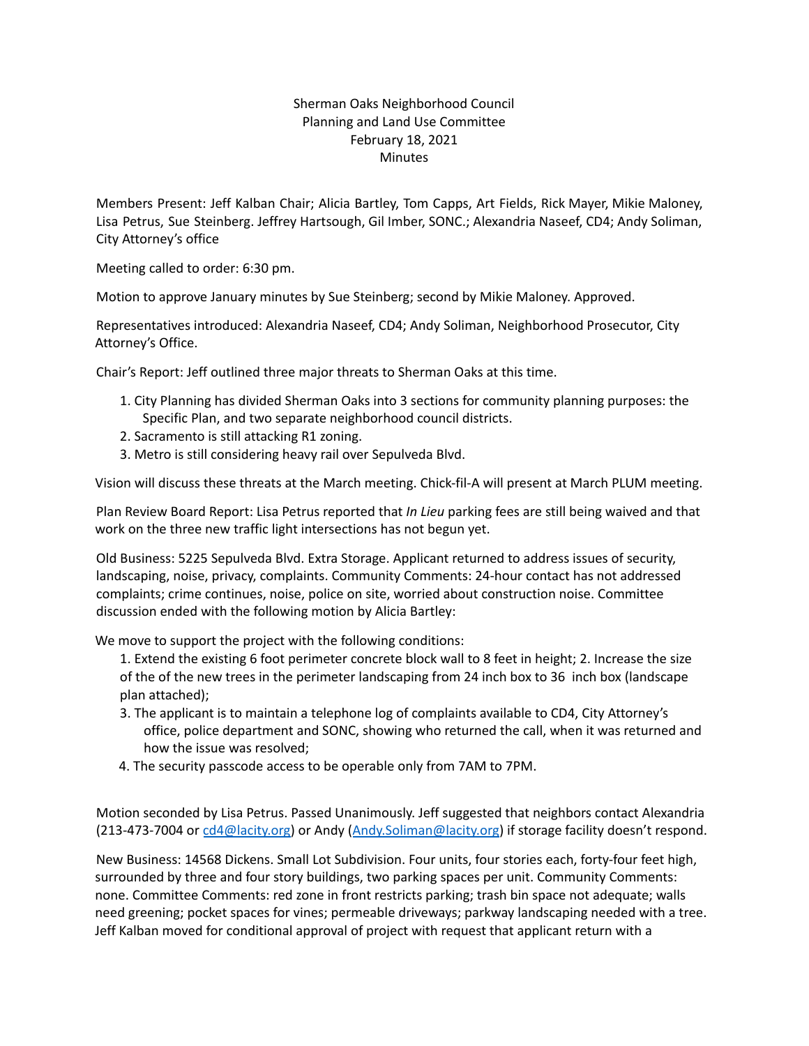Sherman Oaks Neighborhood Council
Planning and Land Use Committee
February 18, 2021
Minutes

Members Present: Jeff Kalban Chair; Alicia Bartley, Tom Capps, Art Fields, Rick Mayer, Mikie Maloney, Lisa Petrus, Sue Steinberg. Jeffrey Hartsough, Gil Imber, SONC.; Alexandria Naseef, CD4; Andy Soliman, City Attorney's office

Meeting called to order: 6:30 pm.

Motion to approve January minutes by Sue Steinberg; second by Mikie Maloney. Approved.

Representatives introduced: Alexandria Naseef, CD4; Andy Soliman, Neighborhood Prosecutor, City Attorney's Office.

Chair's Report: Jeff outlined three major threats to Sherman Oaks at this time.

1. City Planning has divided Sherman Oaks into 3 sections for community planning purposes: the Specific Plan, and two separate neighborhood council districts.
2. Sacramento is still attacking R1 zoning.
3. Metro is still considering heavy rail over Sepulveda Blvd.

Vision will discuss these threats at the March meeting. Chick-fil-A will present at March PLUM meeting.

Plan Review Board Report: Lisa Petrus reported that *In Lieu* parking fees are still being waived and that work on the three new traffic light intersections has not begun yet.

Old Business: 5225 Sepulveda Blvd. Extra Storage. Applicant returned to address issues of security, landscaping, noise, privacy, complaints. Community Comments: 24-hour contact has not addressed complaints; crime continues, noise, police on site, worried about construction noise. Committee discussion ended with the following motion by Alicia Bartley:

We move to support the project with the following conditions:

1. Extend the existing 6 foot perimeter concrete block wall to 8 feet in height; 2. Increase the size of the of the new trees in the perimeter landscaping from 24 inch box to 36 inch box (landscape plan attached);
3. The applicant is to maintain a telephone log of complaints available to CD4, City Attorney's office, police department and SONC, showing who returned the call, when it was returned and how the issue was resolved;
4. The security passcode access to be operable only from 7AM to 7PM.

Motion seconded by Lisa Petrus. Passed Unanimously. Jeff suggested that neighbors contact Alexandria (213-473-7004 or [cd4@lacity.org](mailto:cd4@lacity.org)) or Andy ([Andy.Soliman@lacity.org](mailto:Andy.Soliman@lacity.org)) if storage facility doesn't respond.

New Business: 14568 Dickens. Small Lot Subdivision. Four units, four stories each, forty-four feet high, surrounded by three and four story buildings, two parking spaces per unit. Community Comments: none. Committee Comments: red zone in front restricts parking; trash bin space not adequate; walls need greening; pocket spaces for vines; permeable driveways; parkway landscaping needed with a tree. Jeff Kalban moved for conditional approval of project with request that applicant return with a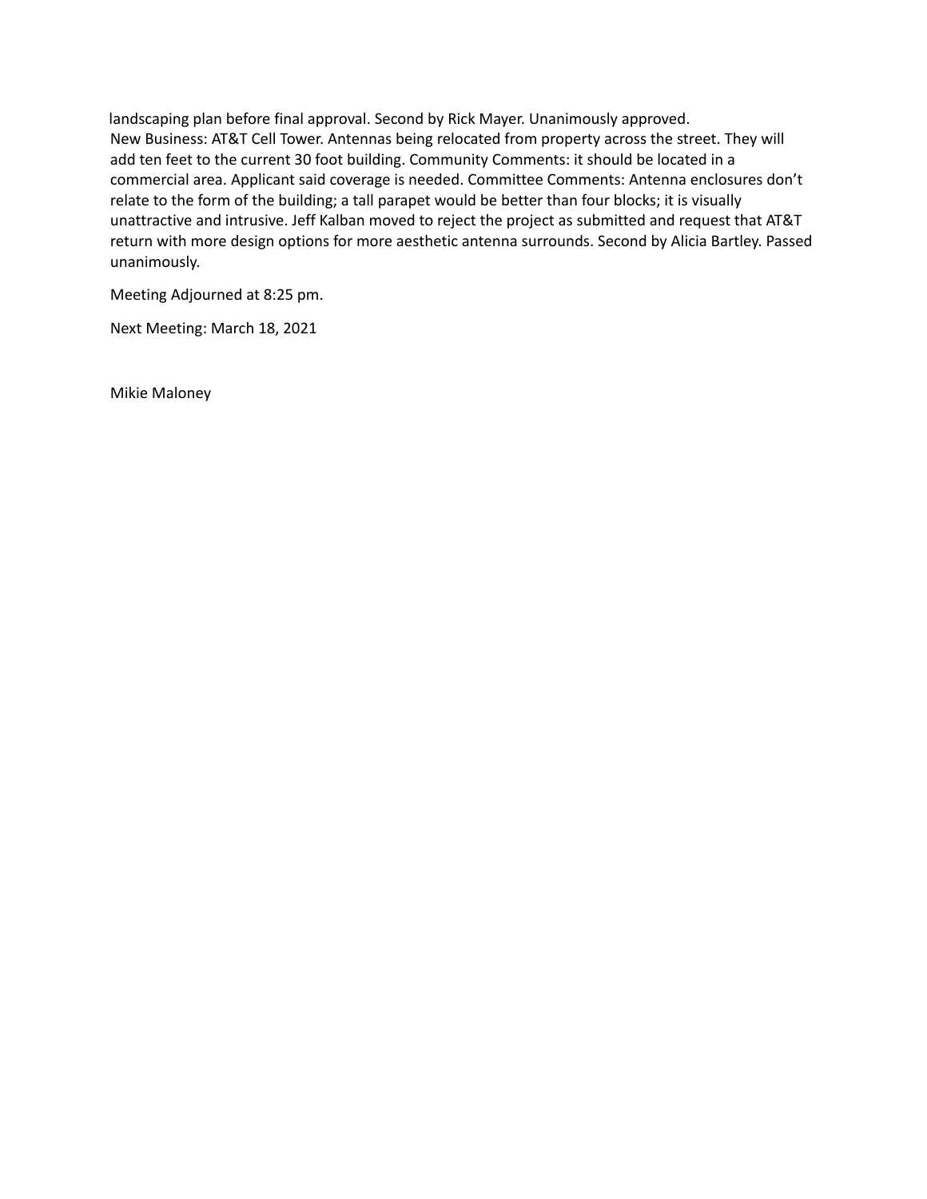landscaping plan before final approval. Second by Rick Mayer. Unanimously approved.
New Business: AT&T Cell Tower. Antennas being relocated from property across the street. They will add ten feet to the current 30 foot building. Community Comments: it should be located in a commercial area. Applicant said coverage is needed. Committee Comments: Antenna enclosures don't relate to the form of the building; a tall parapet would be better than four blocks; it is visually unattractive and intrusive. Jeff Kalban moved to reject the project as submitted and request that AT&T return with more design options for more aesthetic antenna surrounds. Second by Alicia Bartley. Passed unanimously.

Meeting Adjourned at 8:25 pm.

Next Meeting: March 18, 2021

Mikie Maloney